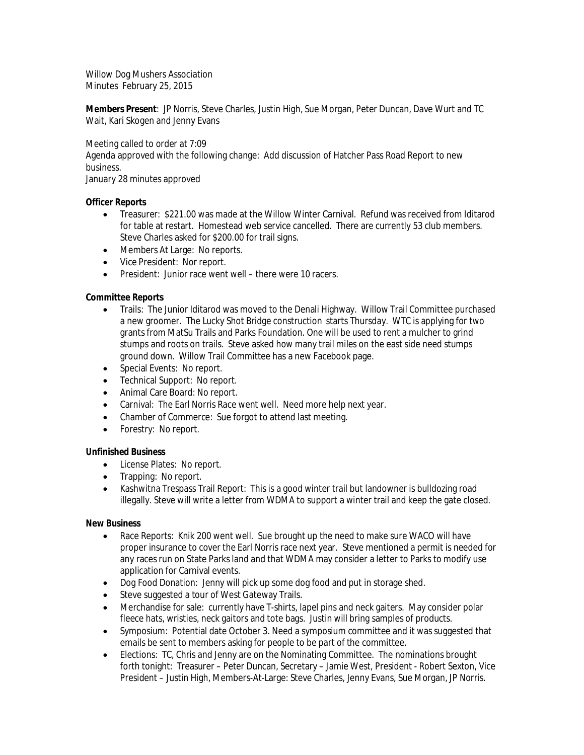Willow Dog Mushers Association
Minutes February 25, 2015

**Members Present**: JP Norris, Steve Charles, Justin High, Sue Morgan, Peter Duncan, Dave Wurt and TC Wait, Kari Skogen and Jenny Evans

Meeting called to order at 7:09
Agenda approved with the following change: Add discussion of Hatcher Pass Road Report to new business.
January 28 minutes approved

**Officer Reports**

- Treasurer: $221.00 was made at the Willow Winter Carnival. Refund was received from Iditarod for table at restart. Homestead web service cancelled. There are currently 53 club members. Steve Charles asked for $200.00 for trail signs.
- Members At Large: No reports.
- Vice President: Nor report.
- President: Junior race went well – there were 10 racers.

**Committee Reports**

- Trails: The Junior Iditarod was moved to the Denali Highway. Willow Trail Committee purchased a new groomer. The Lucky Shot Bridge construction starts Thursday. WTC is applying for two grants from MatSu Trails and Parks Foundation. One will be used to rent a mulcher to grind stumps and roots on trails. Steve asked how many trail miles on the east side need stumps ground down. Willow Trail Committee has a new Facebook page.
- Special Events: No report.
- Technical Support: No report.
- Animal Care Board: No report.
- Carnival: The Earl Norris Race went well. Need more help next year.
- Chamber of Commerce: Sue forgot to attend last meeting.
- Forestry: No report.

**Unfinished Business**

- License Plates: No report.
- Trapping: No report.
- Kashwitna Trespass Trail Report: This is a good winter trail but landowner is bulldozing road illegally. Steve will write a letter from WDMA to support a winter trail and keep the gate closed.

**New Business**

- Race Reports: Knik 200 went well. Sue brought up the need to make sure WACO will have proper insurance to cover the Earl Norris race next year. Steve mentioned a permit is needed for any races run on State Parks land and that WDMA may consider a letter to Parks to modify use application for Carnival events.
- Dog Food Donation: Jenny will pick up some dog food and put in storage shed.
- Steve suggested a tour of West Gateway Trails.
- Merchandise for sale: currently have T-shirts, lapel pins and neck gaiters. May consider polar fleece hats, wristies, neck gaitors and tote bags. Justin will bring samples of products.
- Symposium: Potential date October 3. Need a symposium committee and it was suggested that emails be sent to members asking for people to be part of the committee.
- Elections: TC, Chris and Jenny are on the Nominating Committee. The nominations brought forth tonight: Treasurer – Peter Duncan, Secretary – Jamie West, President - Robert Sexton, Vice President – Justin High, Members-At-Large: Steve Charles, Jenny Evans, Sue Morgan, JP Norris.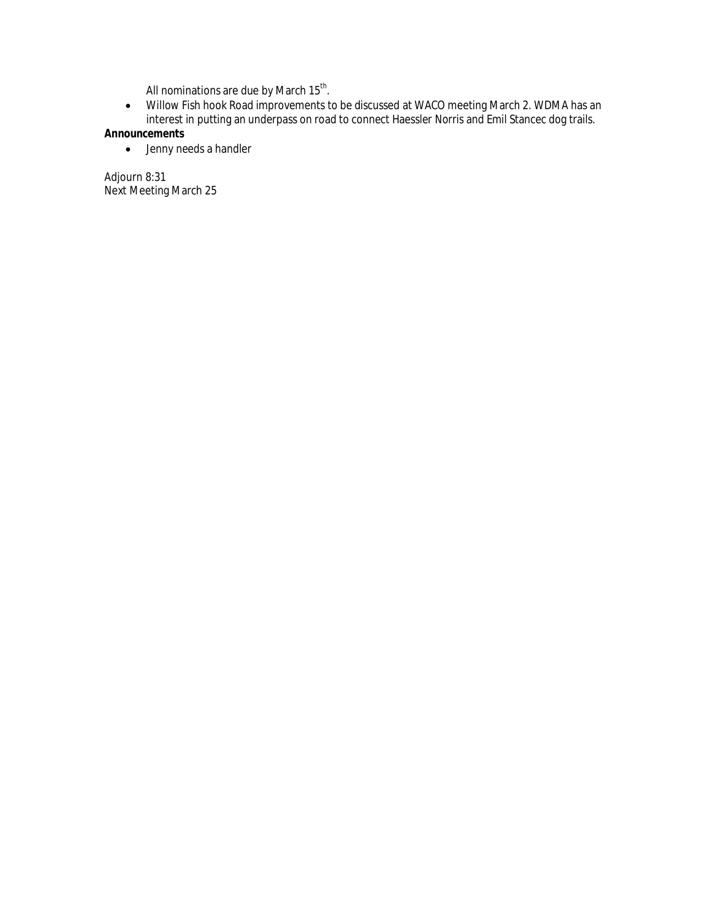All nominations are due by March 15th.

- Willow Fish hook Road improvements to be discussed at WACO meeting March 2. WDMA has an interest in putting an underpass on road to connect Haessler Norris and Emil Stancec dog trails.

**Announcements**

- Jenny needs a handler

Adjourn 8:31
Next Meeting March 25